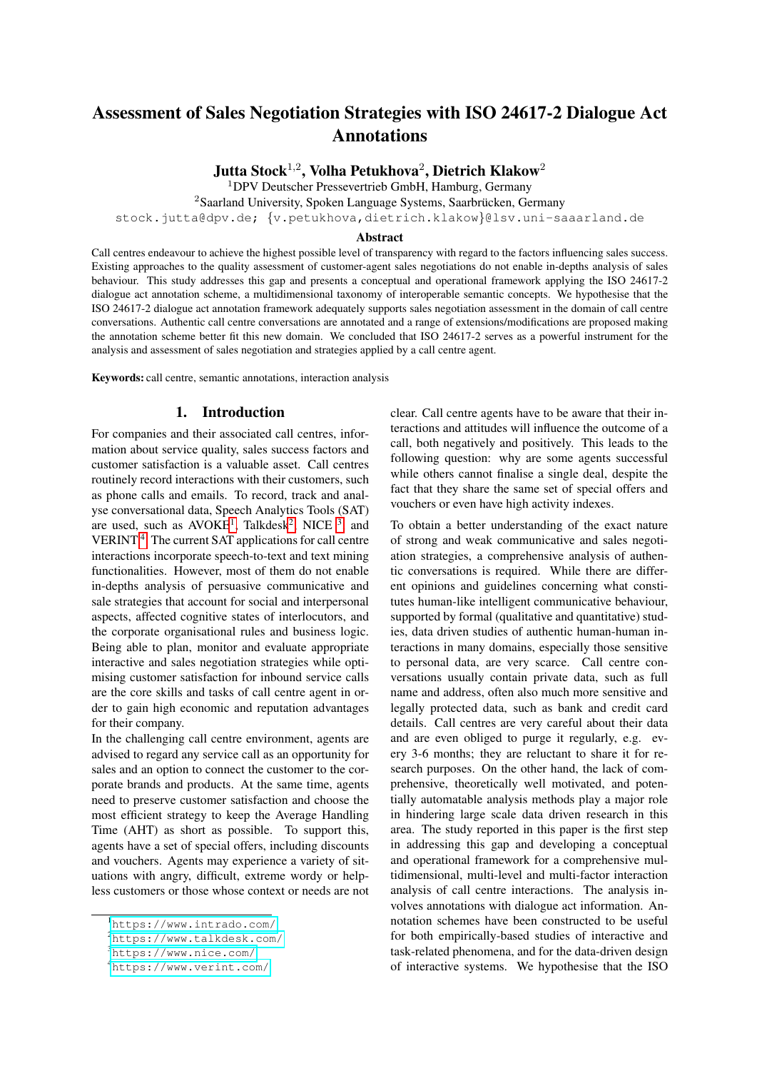# Assessment of Sales Negotiation Strategies with ISO 24617-2 Dialogue Act Annotations

**Jutta Stock[1,2], Volha Petukhova[2], Dietrich Klakow[2]**

[1]DPV Deutscher Pressevertrieb GmbH, Hamburg, Germany

[2]Saarland University, Spoken Language Systems, Saarbrücken, Germany

stock.jutta@dpv.de; {v.petukhova,dietrich.klakow}@lsv.uni-saaarland.de

## Abstract

Call centres endeavour to achieve the highest possible level of transparency with regard to the factors influencing sales success. Existing approaches to the quality assessment of customer-agent sales negotiations do not enable in-depths analysis of sales behaviour. This study addresses this gap and presents a conceptual and operational framework applying the ISO 24617-2 dialogue act annotation scheme, a multidimensional taxonomy of interoperable semantic concepts. We hypothesise that the ISO 24617-2 dialogue act annotation framework adequately supports sales negotiation assessment in the domain of call centre conversations. Authentic call centre conversations are annotated and a range of extensions/modifications are proposed making the annotation scheme better fit this new domain. We concluded that ISO 24617-2 serves as a powerful instrument for the analysis and assessment of sales negotiation and strategies applied by a call centre agent.

**Keywords:** call centre, semantic annotations, interaction analysis

## 1. Introduction

For companies and their associated call centres, information about service quality, sales success factors and customer satisfaction is a valuable asset. Call centres routinely record interactions with their customers, such as phone calls and emails. To record, track and analyse conversational data, Speech Analytics Tools (SAT) are used, such as AVOKE[1], Talkdesk[2], NICE [3] and VERINT[4]. The current SAT applications for call centre interactions incorporate speech-to-text and text mining functionalities. However, most of them do not enable in-depths analysis of persuasive communicative and sale strategies that account for social and interpersonal aspects, affected cognitive states of interlocutors, and the corporate organisational rules and business logic. Being able to plan, monitor and evaluate appropriate interactive and sales negotiation strategies while optimising customer satisfaction for inbound service calls are the core skills and tasks of call centre agent in order to gain high economic and reputation advantages for their company.

In the challenging call centre environment, agents are advised to regard any service call as an opportunity for sales and an option to connect the customer to the corporate brands and products. At the same time, agents need to preserve customer satisfaction and choose the most efficient strategy to keep the Average Handling Time (AHT) as short as possible. To support this, agents have a set of special offers, including discounts and vouchers. Agents may experience a variety of situations with angry, difficult, extreme wordy or helpless customers or those whose context or needs are not clear. Call centre agents have to be aware that their interactions and attitudes will influence the outcome of a call, both negatively and positively. This leads to the following question: why are some agents successful while others cannot finalise a single deal, despite the fact that they share the same set of special offers and vouchers or even have high activity indexes.

To obtain a better understanding of the exact nature of strong and weak communicative and sales negotiation strategies, a comprehensive analysis of authentic conversations is required. While there are different opinions and guidelines concerning what constitutes human-like intelligent communicative behaviour, supported by formal (qualitative and quantitative) studies, data driven studies of authentic human-human interactions in many domains, especially those sensitive to personal data, are very scarce. Call centre conversations usually contain private data, such as full name and address, often also much more sensitive and legally protected data, such as bank and credit card details. Call centres are very careful about their data and are even obliged to purge it regularly, e.g. every 3-6 months; they are reluctant to share it for research purposes. On the other hand, the lack of comprehensive, theoretically well motivated, and potentially automatable analysis methods play a major role in hindering large scale data driven research in this area. The study reported in this paper is the first step in addressing this gap and developing a conceptual and operational framework for a comprehensive multidimensional, multi-level and multi-factor interaction analysis of call centre interactions. The analysis involves annotations with dialogue act information. Annotation schemes have been constructed to be useful for both empirically-based studies of interactive and task-related phenomena, and for the data-driven design of interactive systems. We hypothesise that the ISO

[1] https://www.intrado.com/

[2] https://www.talkdesk.com/

[3] https://www.nice.com/

[4] https://www.verint.com/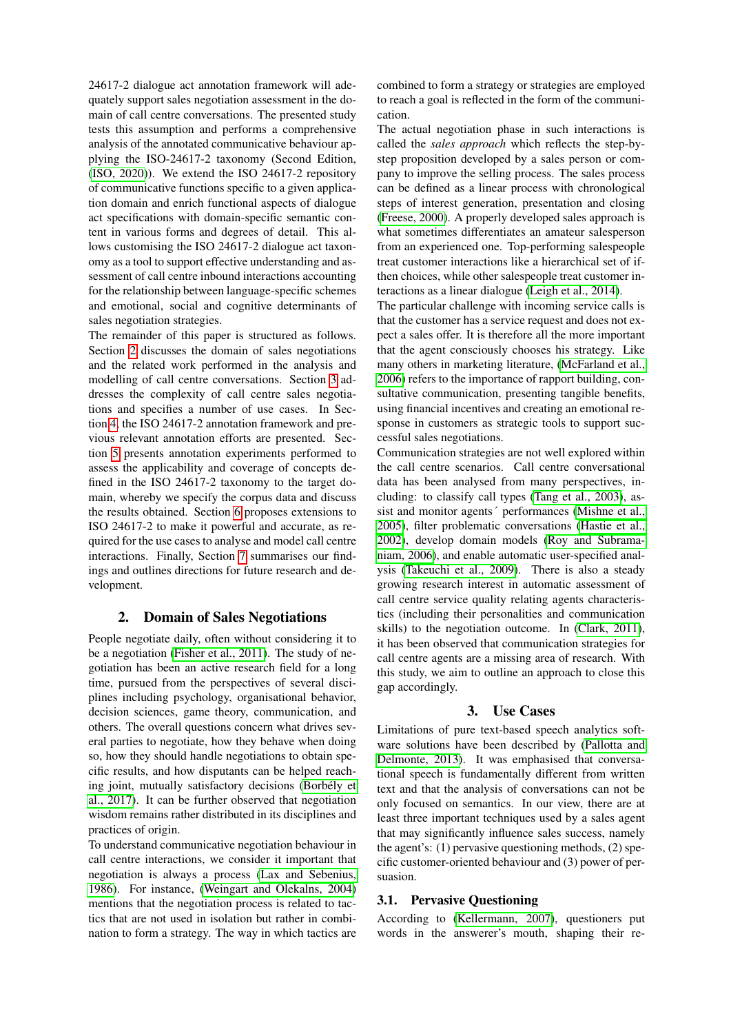24617-2 dialogue act annotation framework will adequately support sales negotiation assessment in the domain of call centre conversations. The presented study tests this assumption and performs a comprehensive analysis of the annotated communicative behaviour applying the ISO-24617-2 taxonomy (Second Edition, (ISO, 2020)). We extend the ISO 24617-2 repository of communicative functions specific to a given application domain and enrich functional aspects of dialogue act specifications with domain-specific semantic content in various forms and degrees of detail. This allows customising the ISO 24617-2 dialogue act taxonomy as a tool to support effective understanding and assessment of call centre inbound interactions accounting for the relationship between language-specific schemes and emotional, social and cognitive determinants of sales negotiation strategies.

The remainder of this paper is structured as follows. Section 2 discusses the domain of sales negotiations and the related work performed in the analysis and modelling of call centre conversations. Section 3 addresses the complexity of call centre sales negotiations and specifies a number of use cases. In Section 4, the ISO 24617-2 annotation framework and previous relevant annotation efforts are presented. Section 5 presents annotation experiments performed to assess the applicability and coverage of concepts defined in the ISO 24617-2 taxonomy to the target domain, whereby we specify the corpus data and discuss the results obtained. Section 6 proposes extensions to ISO 24617-2 to make it powerful and accurate, as required for the use cases to analyse and model call centre interactions. Finally, Section 7 summarises our findings and outlines directions for future research and development.

## 2. Domain of Sales Negotiations

People negotiate daily, often without considering it to be a negotiation (Fisher et al., 2011). The study of negotiation has been an active research field for a long time, pursued from the perspectives of several disciplines including psychology, organisational behavior, decision sciences, game theory, communication, and others. The overall questions concern what drives several parties to negotiate, how they behave when doing so, how they should handle negotiations to obtain specific results, and how disputants can be helped reaching joint, mutually satisfactory decisions (Borbély et al., 2017). It can be further observed that negotiation wisdom remains rather distributed in its disciplines and practices of origin.

To understand communicative negotiation behaviour in call centre interactions, we consider it important that negotiation is always a process (Lax and Sebenius, 1986). For instance, (Weingart and Olekalns, 2004) mentions that the negotiation process is related to tactics that are not used in isolation but rather in combination to form a strategy. The way in which tactics are combined to form a strategy or strategies are employed to reach a goal is reflected in the form of the communication.

The actual negotiation phase in such interactions is called the *sales approach* which reflects the step-by-step proposition developed by a sales person or company to improve the selling process. The sales process can be defined as a linear process with chronological steps of interest generation, presentation and closing (Freese, 2000). A properly developed sales approach is what sometimes differentiates an amateur salesperson from an experienced one. Top-performing salespeople treat customer interactions like a hierarchical set of if-then choices, while other salespeople treat customer interactions as a linear dialogue (Leigh et al., 2014).

The particular challenge with incoming service calls is that the customer has a service request and does not expect a sales offer. It is therefore all the more important that the agent consciously chooses his strategy. Like many others in marketing literature, (McFarland et al., 2006) refers to the importance of rapport building, consultative communication, presenting tangible benefits, using financial incentives and creating an emotional response in customers as strategic tools to support successful sales negotiations.

Communication strategies are not well explored within the call centre scenarios. Call centre conversational data has been analysed from many perspectives, including: to classify call types (Tang et al., 2003), assist and monitor agents´ performances (Mishne et al., 2005), filter problematic conversations (Hastie et al., 2002), develop domain models (Roy and Subramaniam, 2006), and enable automatic user-specified analysis (Takeuchi et al., 2009). There is also a steady growing research interest in automatic assessment of call centre service quality relating agents characteristics (including their personalities and communication skills) to the negotiation outcome. In (Clark, 2011), it has been observed that communication strategies for call centre agents are a missing area of research. With this study, we aim to outline an approach to close this gap accordingly.

## 3. Use Cases

Limitations of pure text-based speech analytics software solutions have been described by (Pallotta and Delmonte, 2013). It was emphasised that conversational speech is fundamentally different from written text and that the analysis of conversations can not be only focused on semantics. In our view, there are at least three important techniques used by a sales agent that may significantly influence sales success, namely the agent's: (1) pervasive questioning methods, (2) specific customer-oriented behaviour and (3) power of persuasion.

### 3.1. Pervasive Questioning

According to (Kellermann, 2007), questioners put words in the answerer's mouth, shaping their re-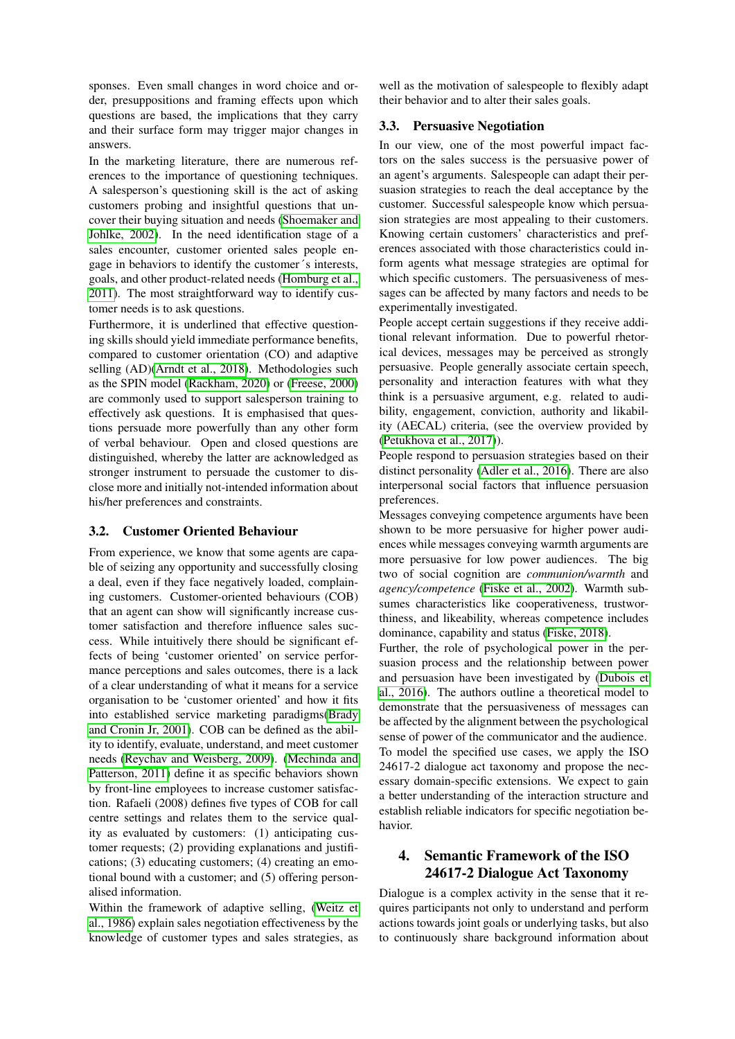sponses. Even small changes in word choice and order, presuppositions and framing effects upon which questions are based, the implications that they carry and their surface form may trigger major changes in answers.

In the marketing literature, there are numerous references to the importance of questioning techniques. A salesperson's questioning skill is the act of asking customers probing and insightful questions that uncover their buying situation and needs (Shoemaker and Johlke, 2002). In the need identification stage of a sales encounter, customer oriented sales people engage in behaviors to identify the customer´s interests, goals, and other product-related needs (Homburg et al., 2011). The most straightforward way to identify customer needs is to ask questions.

Furthermore, it is underlined that effective questioning skills should yield immediate performance benefits, compared to customer orientation (CO) and adaptive selling (AD)(Arndt et al., 2018). Methodologies such as the SPIN model (Rackham, 2020) or (Freese, 2000) are commonly used to support salesperson training to effectively ask questions. It is emphasised that questions persuade more powerfully than any other form of verbal behaviour. Open and closed questions are distinguished, whereby the latter are acknowledged as stronger instrument to persuade the customer to disclose more and initially not-intended information about his/her preferences and constraints.

### 3.2. Customer Oriented Behaviour

From experience, we know that some agents are capable of seizing any opportunity and successfully closing a deal, even if they face negatively loaded, complaining customers. Customer-oriented behaviours (COB) that an agent can show will significantly increase customer satisfaction and therefore influence sales success. While intuitively there should be significant effects of being 'customer oriented' on service performance perceptions and sales outcomes, there is a lack of a clear understanding of what it means for a service organisation to be 'customer oriented' and how it fits into established service marketing paradigms(Brady and Cronin Jr, 2001). COB can be defined as the ability to identify, evaluate, understand, and meet customer needs (Reychav and Weisberg, 2009). (Mechinda and Patterson, 2011) define it as specific behaviors shown by front-line employees to increase customer satisfaction. Rafaeli (2008) defines five types of COB for call centre settings and relates them to the service quality as evaluated by customers: (1) anticipating customer requests; (2) providing explanations and justifications; (3) educating customers; (4) creating an emotional bound with a customer; and (5) offering personalised information.

Within the framework of adaptive selling, (Weitz et al., 1986) explain sales negotiation effectiveness by the knowledge of customer types and sales strategies, as well as the motivation of salespeople to flexibly adapt their behavior and to alter their sales goals.

### 3.3. Persuasive Negotiation

In our view, one of the most powerful impact factors on the sales success is the persuasive power of an agent's arguments. Salespeople can adapt their persuasion strategies to reach the deal acceptance by the customer. Successful salespeople know which persuasion strategies are most appealing to their customers. Knowing certain customers' characteristics and preferences associated with those characteristics could inform agents what message strategies are optimal for which specific customers. The persuasiveness of messages can be affected by many factors and needs to be experimentally investigated.

People accept certain suggestions if they receive additional relevant information. Due to powerful rhetorical devices, messages may be perceived as strongly persuasive. People generally associate certain speech, personality and interaction features with what they think is a persuasive argument, e.g. related to audibility, engagement, conviction, authority and likability (AECAL) criteria, (see the overview provided by (Petukhova et al., 2017)).

People respond to persuasion strategies based on their distinct personality (Adler et al., 2016). There are also interpersonal social factors that influence persuasion preferences.

Messages conveying competence arguments have been shown to be more persuasive for higher power audiences while messages conveying warmth arguments are more persuasive for low power audiences. The big two of social cognition are *communion/warmth* and *agency/competence* (Fiske et al., 2002). Warmth subsumes characteristics like cooperativeness, trustworthiness, and likeability, whereas competence includes dominance, capability and status (Fiske, 2018).

Further, the role of psychological power in the persuasion process and the relationship between power and persuasion have been investigated by (Dubois et al., 2016). The authors outline a theoretical model to demonstrate that the persuasiveness of messages can be affected by the alignment between the psychological sense of power of the communicator and the audience. To model the specified use cases, we apply the ISO 24617-2 dialogue act taxonomy and propose the necessary domain-specific extensions. We expect to gain a better understanding of the interaction structure and establish reliable indicators for specific negotiation behavior.

## 4. Semantic Framework of the ISO 24617-2 Dialogue Act Taxonomy

Dialogue is a complex activity in the sense that it requires participants not only to understand and perform actions towards joint goals or underlying tasks, but also to continuously share background information about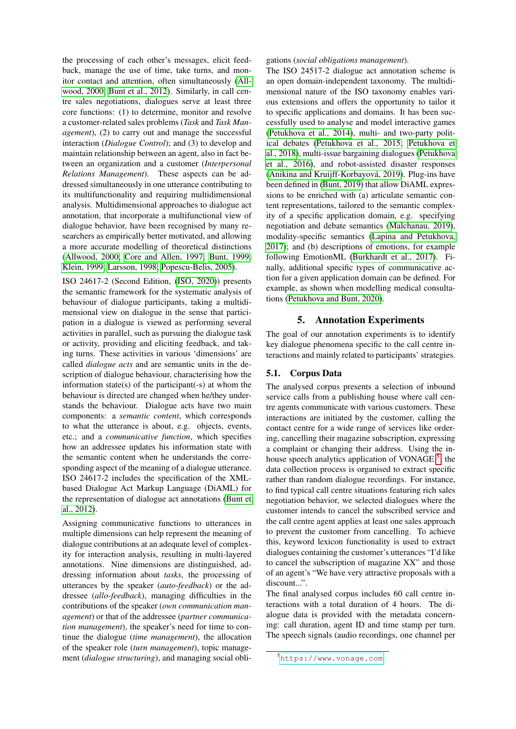the processing of each other's messages, elicit feedback, manage the use of time, take turns, and monitor contact and attention, often simultaneously (Allwood, 2000; Bunt et al., 2012). Similarly, in call centre sales negotiations, dialogues serve at least three core functions: (1) to determine, monitor and resolve a customer-related sales problems (*Task* and *Task Management*), (2) to carry out and manage the successful interaction (*Dialogue Control*); and (3) to develop and maintain relationship between an agent, also in fact between an organization and a customer (*Interpersonal Relations Management*). These aspects can be addressed simultaneously in one utterance contributing to its multifunctionality and requiring multidimensional analysis. Multidimensional approaches to dialogue act annotation, that incorporate a multifunctional view of dialogue behavior, have been recognised by many researchers as empirically better motivated, and allowing a more accurate modelling of theoretical distinctions (Allwood, 2000; Core and Allen, 1997; Bunt, 1999; Klein, 1999; Larsson, 1998; Popescu-Belis, 2005).

ISO 24617-2 (Second Edition, (ISO, 2020)) presents the semantic framework for the systematic analysis of behaviour of dialogue participants, taking a multidimensional view on dialogue in the sense that participation in a dialogue is viewed as performing several activities in parallel, such as pursuing the dialogue task or activity, providing and eliciting feedback, and taking turns. These activities in various 'dimensions' are called *dialogue acts* and are semantic units in the description of dialogue behaviour, characterising how the information state(s) of the participant(-s) at whom the behaviour is directed are changed when he/they understands the behaviour. Dialogue acts have two main components: a *semantic content*, which corresponds to what the utterance is about, e.g. objects, events, etc.; and a *communicative function*, which specifies how an addressee updates his information state with the semantic content when he understands the corresponding aspect of the meaning of a dialogue utterance. ISO 24617-2 includes the specification of the XML-based Dialogue Act Markup Language (DiAML) for the representation of dialogue act annotations (Bunt et al., 2012).

Assigning communicative functions to utterances in multiple dimensions can help represent the meaning of dialogue contributions at an adequate level of complexity for interaction analysis, resulting in multi-layered annotations. Nine dimensions are distinguished, addressing information about *tasks*, the processing of utterances by the speaker (*auto-feedback*) or the addressee (*allo-feedback*), managing difficulties in the contributions of the speaker (*own communication management*) or that of the addressee (*partner communication management*), the speaker's need for time to continue the dialogue (*time management*), the allocation of the speaker role (*turn management*), topic management (*dialogue structuring*), and managing social obligations (*social obligations management*).

The ISO 24517-2 dialogue act annotation scheme is an open domain-independent taxonomy. The multidimensional nature of the ISO taxonomy enables various extensions and offers the opportunity to tailor it to specific applications and domains. It has been successfully used to analyse and model interactive games (Petukhova et al., 2014), multi- and two-party political debates (Petukhova et al., 2015; Petukhova et al., 2018), multi-issue bargaining dialogues (Petukhova et al., 2016), and robot-assisted disaster responses (Anikina and Kruijff-Korbayová, 2019). Plug-ins have been defined in (Bunt, 2019) that allow DiAML expressions to be enriched with (a) articulate semantic content representations, tailored to the semantic complexity of a specific application domain, e.g. specifying negotiation and debate semantics (Malchanau, 2019), modality-specific semantics (Lapina and Petukhova, 2017); and (b) descriptions of emotions, for example following EmotionML (Burkhardt et al., 2017). Finally, additional specific types of communicative action for a given application domain can be defined. For example, as shown when modelling medical consultations (Petukhova and Bunt, 2020).

## 5. Annotation Experiments

The goal of our annotation experiments is to identify key dialogue phenomena specific to the call centre interactions and mainly related to participants' strategies.

### 5.1. Corpus Data

The analysed corpus presents a selection of inbound service calls from a publishing house where call centre agents communicate with various customers. These interactions are initiated by the customer, calling the contact centre for a wide range of services like ordering, cancelling their magazine subscription, expressing a complaint or changing their address. Using the in-house speech analytics application of VONAGE[5], the data collection process is organised to extract specific rather than random dialogue recordings. For instance, to find typical call centre situations featuring rich sales negotiation behavior, we selected dialogues where the customer intends to cancel the subscribed service and the call centre agent applies at least one sales approach to prevent the customer from cancelling. To achieve this, keyword lexicon functionality is used to extract dialogues containing the customer's utterances "I'd like to cancel the subscription of magazine XX" and those of an agent's "We have very attractive proposals with a discount...".

The final analysed corpus includes 60 call centre interactions with a total duration of 4 hours. The dialogue data is provided with the metadata concerning: call duration, agent ID and time stamp per turn. The speech signals (audio recordings, one channel per

[5] https://www.vonage.com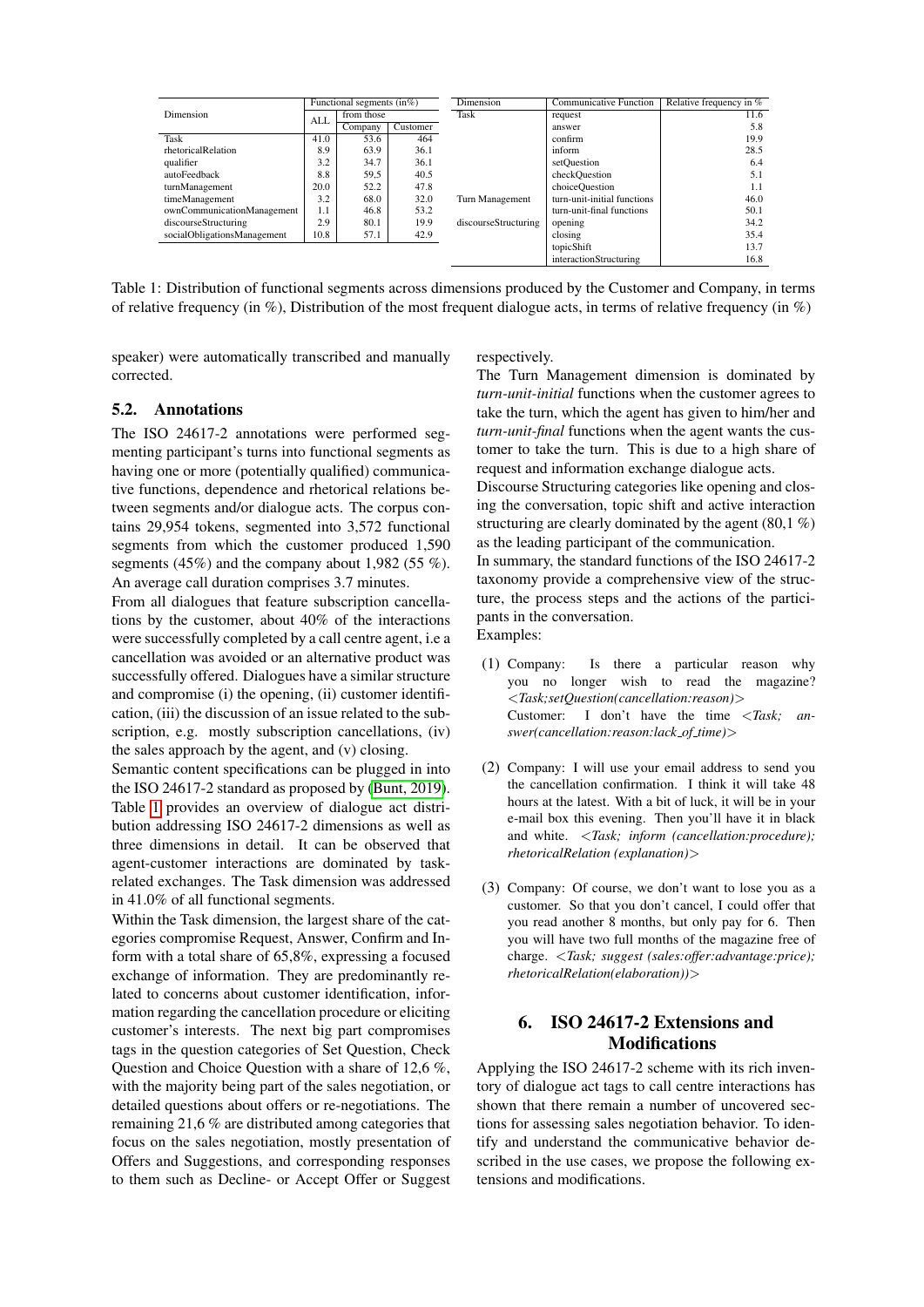| Dimension | Functional segments (in%) | | |
|---|---|---|---|
| | ALL | from those | |
| | | Company | Customer |
| Task | 41.0 | 53.6 | 464 |
| rhetoricalRelation | 8.9 | 63.9 | 36.1 |
| qualifier | 3.2 | 34.7 | 36.1 |
| autoFeedback | 8.8 | 59,5 | 40.5 |
| turnManagement | 20.0 | 52.2 | 47.8 |
| timeManagement | 3.2 | 68.0 | 32.0 |
| ownCommunicationManagement | 1.1 | 46.8 | 53.2 |
| discourseStructuring | 2.9 | 80.1 | 19.9 |
| socialObligationsManagement | 10.8 | 57.1 | 42.9 |

| Dimension | Communicative Function | Relative frequency in % |
|---|---|---|
| Task | request | 11.6 |
| | answer | 5.8 |
| | confirm | 19.9 |
| | inform | 28.5 |
| | setQuestion | 6.4 |
| | checkQuestion | 5.1 |
| | choiceQuestion | 1.1 |
| Turn Management | turn-unit-initial functions | 46.0 |
| | turn-unit-final functions | 50.1 |
| discourseStructuring | opening | 34.2 |
| | closing | 35.4 |
| | topicShift | 13.7 |
| | interactionStructuring | 16.8 |

Table 1: Distribution of functional segments across dimensions produced by the Customer and Company, in terms of relative frequency (in %), Distribution of the most frequent dialogue acts, in terms of relative frequency (in %)

speaker) were automatically transcribed and manually corrected.

### 5.2. Annotations

The ISO 24617-2 annotations were performed segmenting participant's turns into functional segments as having one or more (potentially qualified) communicative functions, dependence and rhetorical relations between segments and/or dialogue acts. The corpus contains 29,954 tokens, segmented into 3,572 functional segments from which the customer produced 1,590 segments (45%) and the company about 1,982 (55 %). An average call duration comprises 3.7 minutes.

From all dialogues that feature subscription cancellations by the customer, about 40% of the interactions were successfully completed by a call centre agent, i.e a cancellation was avoided or an alternative product was successfully offered. Dialogues have a similar structure and compromise (i) the opening, (ii) customer identification, (iii) the discussion of an issue related to the subscription, e.g. mostly subscription cancellations, (iv) the sales approach by the agent, and (v) closing.

Semantic content specifications can be plugged in into the ISO 24617-2 standard as proposed by (Bunt, 2019). Table 1 provides an overview of dialogue act distribution addressing ISO 24617-2 dimensions as well as three dimensions in detail. It can be observed that agent-customer interactions are dominated by task-related exchanges. The Task dimension was addressed in 41.0% of all functional segments.

Within the Task dimension, the largest share of the categories compromise Request, Answer, Confirm and Inform with a total share of 65,8%, expressing a focused exchange of information. They are predominantly related to concerns about customer identification, information regarding the cancellation procedure or eliciting customer's interests. The next big part compromises tags in the question categories of Set Question, Check Question and Choice Question with a share of 12,6 %, with the majority being part of the sales negotiation, or detailed questions about offers or re-negotiations. The remaining 21,6 % are distributed among categories that focus on the sales negotiation, mostly presentation of Offers and Suggestions, and corresponding responses to them such as Decline- or Accept Offer or Suggest respectively.

The Turn Management dimension is dominated by *turn-unit-initial* functions when the customer agrees to take the turn, which the agent has given to him/her and *turn-unit-final* functions when the agent wants the customer to take the turn. This is due to a high share of request and information exchange dialogue acts.

Discourse Structuring categories like opening and closing the conversation, topic shift and active interaction structuring are clearly dominated by the agent (80,1 %) as the leading participant of the communication.

In summary, the standard functions of the ISO 24617-2 taxonomy provide a comprehensive view of the structure, the process steps and the actions of the participants in the conversation.

Examples:

(1) Company: Is there a particular reason why you no longer wish to read the magazine? *<Task;setQuestion(cancellation:reason)>*
Customer: I don't have the time *<Task; answer(cancellation:reason:lack_of_time)>*

(2) Company: I will use your email address to send you the cancellation confirmation. I think it will take 48 hours at the latest. With a bit of luck, it will be in your e-mail box this evening. Then you'll have it in black and white. *<Task; inform (cancellation:procedure); rhetoricalRelation (explanation)>*

(3) Company: Of course, we don't want to lose you as a customer. So that you don't cancel, I could offer that you read another 8 months, but only pay for 6. Then you will have two full months of the magazine free of charge. *<Task; suggest (sales:offer:advantage:price); rhetoricalRelation(elaboration))>*

## 6. ISO 24617-2 Extensions and Modifications

Applying the ISO 24617-2 scheme with its rich inventory of dialogue act tags to call centre interactions has shown that there remain a number of uncovered sections for assessing sales negotiation behavior. To identify and understand the communicative behavior described in the use cases, we propose the following extensions and modifications.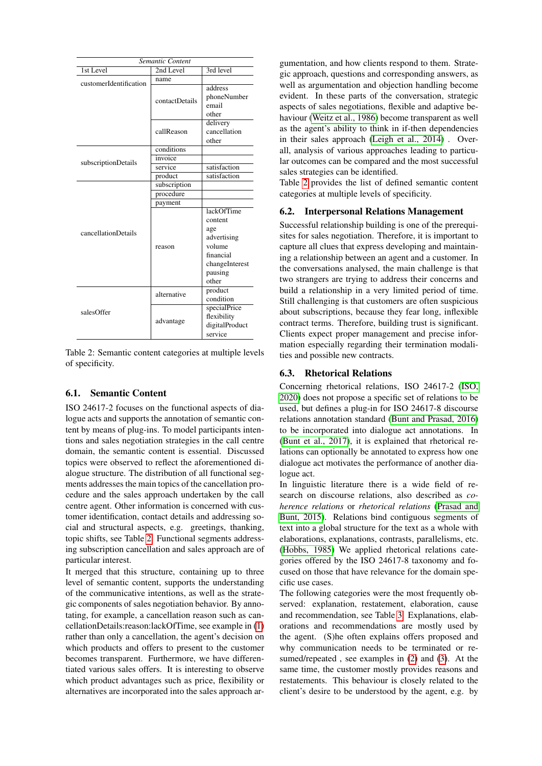| Semantic Content | | |
|---|---|---|
| 1st Level | 2nd Level | 3rd level |
| customerIdentification | name | |
| | contactDetails | address<br>phoneNumber<br>email<br>other |
| | callReason | delivery<br>cancellation<br>other |
| subscriptionDetails | conditions | |
| | invoice | |
| | service | satisfaction |
| | product | satisfaction |
| cancellationDetails | subscription | |
| | procedure | |
| | payment | |
| | reason | lackOfTime<br>content<br>age<br>advertising<br>volume<br>financial<br>changeInterest<br>pausing<br>other |
| salesOffer | alternative | product<br>condition |
| | advantage | specialPrice<br>flexibility<br>digitalProduct<br>service |

Table 2: Semantic content categories at multiple levels of specificity.

### 6.1. Semantic Content

ISO 24617-2 focuses on the functional aspects of dialogue acts and supports the annotation of semantic content by means of plug-ins. To model participants intentions and sales negotiation strategies in the call centre domain, the semantic content is essential. Discussed topics were observed to reflect the aforementioned dialogue structure. The distribution of all functional segments addresses the main topics of the cancellation procedure and the sales approach undertaken by the call centre agent. Other information is concerned with customer identification, contact details and addressing social and structural aspects, e.g. greetings, thanking, topic shifts, see Table 2. Functional segments addressing subscription cancellation and sales approach are of particular interest.

It merged that this structure, containing up to three level of semantic content, supports the understanding of the communicative intentions, as well as the strategic components of sales negotiation behavior. By annotating, for example, a cancellation reason such as cancellationDetails:reason:lackOfTime, see example in (1) rather than only a cancellation, the agent's decision on which products and offers to present to the customer becomes transparent. Furthermore, we have differentiated various sales offers. It is interesting to observe which product advantages such as price, flexibility or alternatives are incorporated into the sales approach argumentation, and how clients respond to them. Strategic approach, questions and corresponding answers, as well as argumentation and objection handling become evident. In these parts of the conversation, strategic aspects of sales negotiations, flexible and adaptive behaviour (Weitz et al., 1986) become transparent as well as the agent's ability to think in if-then dependencies in their sales approach (Leigh et al., 2014) . Overall, analysis of various approaches leading to particular outcomes can be compared and the most successful sales strategies can be identified.

Table 2 provides the list of defined semantic content categories at multiple levels of specificity.

### 6.2. Interpersonal Relations Management

Successful relationship building is one of the prerequisites for sales negotiation. Therefore, it is important to capture all clues that express developing and maintaining a relationship between an agent and a customer. In the conversations analysed, the main challenge is that two strangers are trying to address their concerns and build a relationship in a very limited period of time. Still challenging is that customers are often suspicious about subscriptions, because they fear long, inflexible contract terms. Therefore, building trust is significant. Clients expect proper management and precise information especially regarding their termination modalities and possible new contracts.

### 6.3. Rhetorical Relations

Concerning rhetorical relations, ISO 24617-2 (ISO, 2020) does not propose a specific set of relations to be used, but defines a plug-in for ISO 24617-8 discourse relations annotation standard (Bunt and Prasad, 2016) to be incorporated into dialogue act annotations. In (Bunt et al., 2017), it is explained that rhetorical relations can optionally be annotated to express how one dialogue act motivates the performance of another dialogue act.

In linguistic literature there is a wide field of research on discourse relations, also described as *coherence relations* or *rhetorical relations* (Prasad and Bunt, 2015). Relations bind contiguous segments of text into a global structure for the text as a whole with elaborations, explanations, contrasts, parallelisms, etc. (Hobbs, 1985) We applied rhetorical relations categories offered by the ISO 24617-8 taxonomy and focused on those that have relevance for the domain specific use cases.

The following categories were the most frequently observed: explanation, restatement, elaboration, cause and recommendation, see Table 3. Explanations, elaborations and recommendations are mostly used by the agent. (S)he often explains offers proposed and why communication needs to be terminated or resumed/repeated , see examples in (2) and (3). At the same time, the customer mostly provides reasons and restatements. This behaviour is closely related to the client's desire to be understood by the agent, e.g. by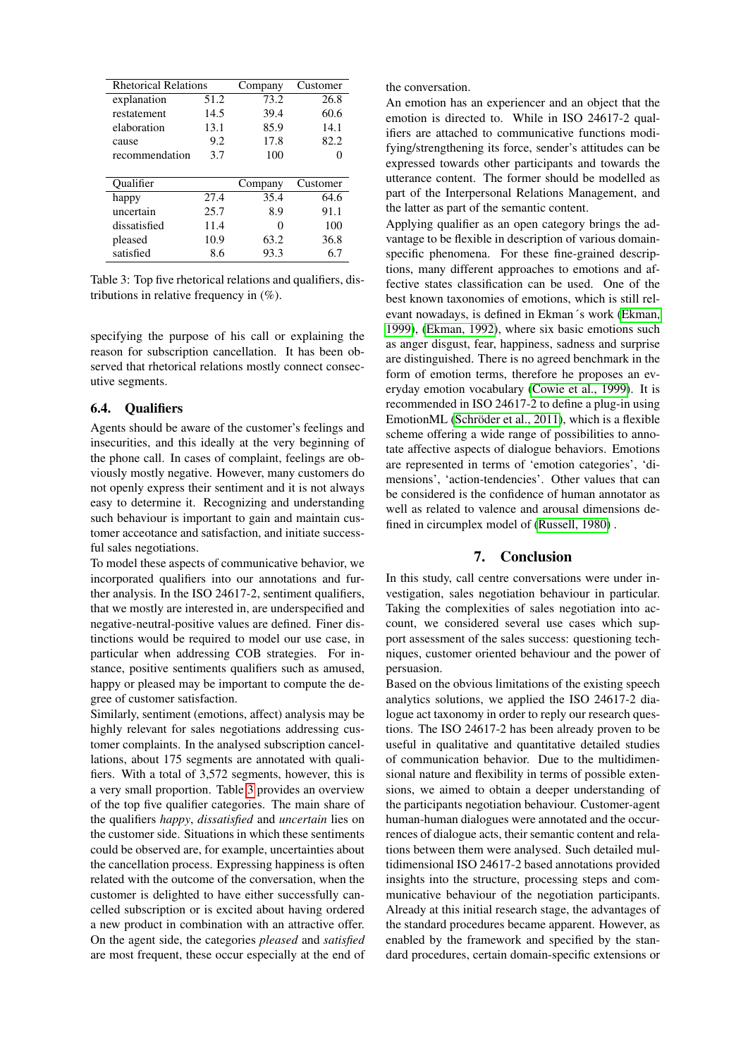| Rhetorical Relations | | Company | Customer |
|---|---|---|---|
| explanation | 51.2 | 73.2 | 26.8 |
| restatement | 14.5 | 39.4 | 60.6 |
| elaboration | 13.1 | 85.9 | 14.1 |
| cause | 9.2 | 17.8 | 82.2 |
| recommendation | 3.7 | 100 | 0 |
| | | | |
| Qualifier | | Company | Customer |
| happy | 27.4 | 35.4 | 64.6 |
| uncertain | 25.7 | 8.9 | 91.1 |
| dissatisfied | 11.4 | 0 | 100 |
| pleased | 10.9 | 63.2 | 36.8 |
| satisfied | 8.6 | 93.3 | 6.7 |

Table 3: Top five rhetorical relations and qualifiers, distributions in relative frequency in (%).

specifying the purpose of his call or explaining the reason for subscription cancellation. It has been observed that rhetorical relations mostly connect consecutive segments.

### 6.4. Qualifiers

Agents should be aware of the customer's feelings and insecurities, and this ideally at the very beginning of the phone call. In cases of complaint, feelings are obviously mostly negative. However, many customers do not openly express their sentiment and it is not always easy to determine it. Recognizing and understanding such behaviour is important to gain and maintain customer acceotance and satisfaction, and initiate successful sales negotiations.

To model these aspects of communicative behavior, we incorporated qualifiers into our annotations and further analysis. In the ISO 24617-2, sentiment qualifiers, that we mostly are interested in, are underspecified and negative-neutral-positive values are defined. Finer distinctions would be required to model our use case, in particular when addressing COB strategies. For instance, positive sentiments qualifiers such as amused, happy or pleased may be important to compute the degree of customer satisfaction.

Similarly, sentiment (emotions, affect) analysis may be highly relevant for sales negotiations addressing customer complaints. In the analysed subscription cancellations, about 175 segments are annotated with qualifiers. With a total of 3,572 segments, however, this is a very small proportion. Table 3 provides an overview of the top five qualifier categories. The main share of the qualifiers *happy*, *dissatisfied* and *uncertain* lies on the customer side. Situations in which these sentiments could be observed are, for example, uncertainties about the cancellation process. Expressing happiness is often related with the outcome of the conversation, when the customer is delighted to have either successfully cancelled subscription or is excited about having ordered a new product in combination with an attractive offer. On the agent side, the categories *pleased* and *satisfied* are most frequent, these occur especially at the end of the conversation.

An emotion has an experiencer and an object that the emotion is directed to. While in ISO 24617-2 qualifiers are attached to communicative functions modifying/strengthening its force, sender's attitudes can be expressed towards other participants and towards the utterance content. The former should be modelled as part of the Interpersonal Relations Management, and the latter as part of the semantic content.

Applying qualifier as an open category brings the advantage to be flexible in description of various domain-specific phenomena. For these fine-grained descriptions, many different approaches to emotions and affective states classification can be used. One of the best known taxonomies of emotions, which is still relevant nowadays, is defined in Ekman´s work (Ekman, 1999), (Ekman, 1992), where six basic emotions such as anger disgust, fear, happiness, sadness and surprise are distinguished. There is no agreed benchmark in the form of emotion terms, therefore he proposes an everyday emotion vocabulary (Cowie et al., 1999). It is recommended in ISO 24617-2 to define a plug-in using EmotionML (Schröder et al., 2011), which is a flexible scheme offering a wide range of possibilities to annotate affective aspects of dialogue behaviors. Emotions are represented in terms of 'emotion categories', 'dimensions', 'action-tendencies'. Other values that can be considered is the confidence of human annotator as well as related to valence and arousal dimensions defined in circumplex model of (Russell, 1980) .

## 7. Conclusion

In this study, call centre conversations were under investigation, sales negotiation behaviour in particular. Taking the complexities of sales negotiation into account, we considered several use cases which support assessment of the sales success: questioning techniques, customer oriented behaviour and the power of persuasion.

Based on the obvious limitations of the existing speech analytics solutions, we applied the ISO 24617-2 dialogue act taxonomy in order to reply our research questions. The ISO 24617-2 has been already proven to be useful in qualitative and quantitative detailed studies of communication behavior. Due to the multidimensional nature and flexibility in terms of possible extensions, we aimed to obtain a deeper understanding of the participants negotiation behaviour. Customer-agent human-human dialogues were annotated and the occurrences of dialogue acts, their semantic content and relations between them were analysed. Such detailed multidimensional ISO 24617-2 based annotations provided insights into the structure, processing steps and communicative behaviour of the negotiation participants. Already at this initial research stage, the advantages of the standard procedures became apparent. However, as enabled by the framework and specified by the standard procedures, certain domain-specific extensions or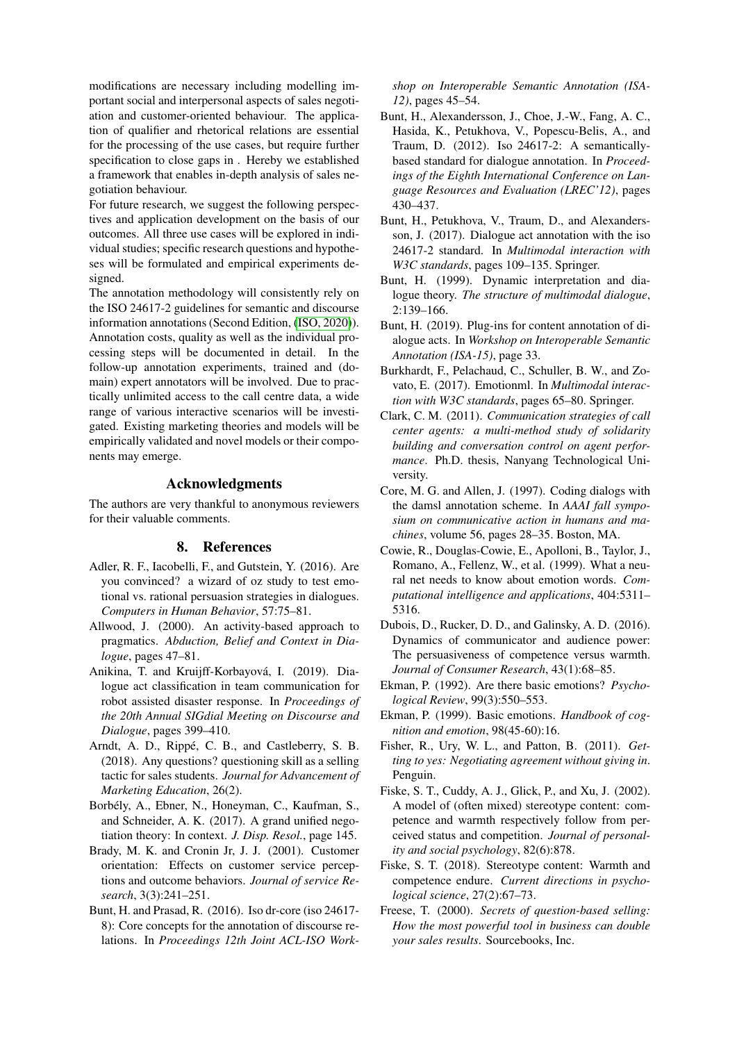modifications are necessary including modelling important social and interpersonal aspects of sales negotiation and customer-oriented behaviour. The application of qualifier and rhetorical relations are essential for the processing of the use cases, but require further specification to close gaps in . Hereby we established a framework that enables in-depth analysis of sales negotiation behaviour.

For future research, we suggest the following perspectives and application development on the basis of our outcomes. All three use cases will be explored in individual studies; specific research questions and hypotheses will be formulated and empirical experiments designed.

The annotation methodology will consistently rely on the ISO 24617-2 guidelines for semantic and discourse information annotations (Second Edition, (ISO, 2020)). Annotation costs, quality as well as the individual processing steps will be documented in detail. In the follow-up annotation experiments, trained and (domain) expert annotators will be involved. Due to practically unlimited access to the call centre data, a wide range of various interactive scenarios will be investigated. Existing marketing theories and models will be empirically validated and novel models or their components may emerge.

## Acknowledgments

The authors are very thankful to anonymous reviewers for their valuable comments.

## 8. References

Adler, R. F., Iacobelli, F., and Gutstein, Y. (2016). Are you convinced? a wizard of oz study to test emotional vs. rational persuasion strategies in dialogues. *Computers in Human Behavior*, 57:75–81.

Allwood, J. (2000). An activity-based approach to pragmatics. *Abduction, Belief and Context in Dialogue*, pages 47–81.

Anikina, T. and Kruijff-Korbayová, I. (2019). Dialogue act classification in team communication for robot assisted disaster response. In *Proceedings of the 20th Annual SIGdial Meeting on Discourse and Dialogue*, pages 399–410.

Arndt, A. D., Rippé, C. B., and Castleberry, S. B. (2018). Any questions? questioning skill as a selling tactic for sales students. *Journal for Advancement of Marketing Education*, 26(2).

Borbély, A., Ebner, N., Honeyman, C., Kaufman, S., and Schneider, A. K. (2017). A grand unified negotiation theory: In context. *J. Disp. Resol.*, page 145.

Brady, M. K. and Cronin Jr, J. J. (2001). Customer orientation: Effects on customer service perceptions and outcome behaviors. *Journal of service Research*, 3(3):241–251.

Bunt, H. and Prasad, R. (2016). Iso dr-core (iso 24617-8): Core concepts for the annotation of discourse relations. In *Proceedings 12th Joint ACL-ISO Workshop on Interoperable Semantic Annotation (ISA-12)*, pages 45–54.

Bunt, H., Alexandersson, J., Choe, J.-W., Fang, A. C., Hasida, K., Petukhova, V., Popescu-Belis, A., and Traum, D. (2012). Iso 24617-2: A semantically-based standard for dialogue annotation. In *Proceedings of the Eighth International Conference on Language Resources and Evaluation (LREC'12)*, pages 430–437.

Bunt, H., Petukhova, V., Traum, D., and Alexandersson, J. (2017). Dialogue act annotation with the iso 24617-2 standard. In *Multimodal interaction with W3C standards*, pages 109–135. Springer.

Bunt, H. (1999). Dynamic interpretation and dialogue theory. *The structure of multimodal dialogue*, 2:139–166.

Bunt, H. (2019). Plug-ins for content annotation of dialogue acts. In *Workshop on Interoperable Semantic Annotation (ISA-15)*, page 33.

Burkhardt, F., Pelachaud, C., Schuller, B. W., and Zovato, E. (2017). Emotionml. In *Multimodal interaction with W3C standards*, pages 65–80. Springer.

Clark, C. M. (2011). *Communication strategies of call center agents: a multi-method study of solidarity building and conversation control on agent performance*. Ph.D. thesis, Nanyang Technological University.

Core, M. G. and Allen, J. (1997). Coding dialogs with the damsl annotation scheme. In *AAAI fall symposium on communicative action in humans and machines*, volume 56, pages 28–35. Boston, MA.

Cowie, R., Douglas-Cowie, E., Apolloni, B., Taylor, J., Romano, A., Fellenz, W., et al. (1999). What a neural net needs to know about emotion words. *Computational intelligence and applications*, 404:5311–5316.

Dubois, D., Rucker, D. D., and Galinsky, A. D. (2016). Dynamics of communicator and audience power: The persuasiveness of competence versus warmth. *Journal of Consumer Research*, 43(1):68–85.

Ekman, P. (1992). Are there basic emotions? *Psychological Review*, 99(3):550–553.

Ekman, P. (1999). Basic emotions. *Handbook of cognition and emotion*, 98(45-60):16.

Fisher, R., Ury, W. L., and Patton, B. (2011). *Getting to yes: Negotiating agreement without giving in*. Penguin.

Fiske, S. T., Cuddy, A. J., Glick, P., and Xu, J. (2002). A model of (often mixed) stereotype content: competence and warmth respectively follow from perceived status and competition. *Journal of personality and social psychology*, 82(6):878.

Fiske, S. T. (2018). Stereotype content: Warmth and competence endure. *Current directions in psychological science*, 27(2):67–73.

Freese, T. (2000). *Secrets of question-based selling: How the most powerful tool in business can double your sales results*. Sourcebooks, Inc.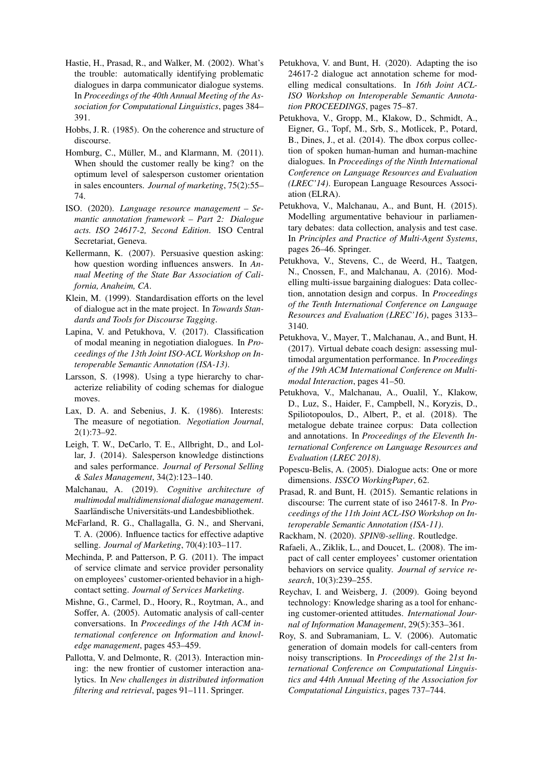Hastie, H., Prasad, R., and Walker, M. (2002). What's the trouble: automatically identifying problematic dialogues in darpa communicator dialogue systems. In *Proceedings of the 40th Annual Meeting of the Association for Computational Linguistics*, pages 384–391.

Hobbs, J. R. (1985). On the coherence and structure of discourse.

Homburg, C., Müller, M., and Klarmann, M. (2011). When should the customer really be king? on the optimum level of salesperson customer orientation in sales encounters. *Journal of marketing*, 75(2):55–74.

ISO. (2020). *Language resource management – Semantic annotation framework – Part 2: Dialogue acts. ISO 24617-2, Second Edition*. ISO Central Secretariat, Geneva.

Kellermann, K. (2007). Persuasive question asking: how question wording influences answers. In *Annual Meeting of the State Bar Association of California, Anaheim, CA*.

Klein, M. (1999). Standardisation efforts on the level of dialogue act in the mate project. In *Towards Standards and Tools for Discourse Tagging*.

Lapina, V. and Petukhova, V. (2017). Classification of modal meaning in negotiation dialogues. In *Proceedings of the 13th Joint ISO-ACL Workshop on Interoperable Semantic Annotation (ISA-13)*.

Larsson, S. (1998). Using a type hierarchy to characterize reliability of coding schemas for dialogue moves.

Lax, D. A. and Sebenius, J. K. (1986). Interests: The measure of negotiation. *Negotiation Journal*, 2(1):73–92.

Leigh, T. W., DeCarlo, T. E., Allbright, D., and Lollar, J. (2014). Salesperson knowledge distinctions and sales performance. *Journal of Personal Selling & Sales Management*, 34(2):123–140.

Malchanau, A. (2019). *Cognitive architecture of multimodal multidimensional dialogue management*. Saarländische Universitäts-und Landesbibliothek.

McFarland, R. G., Challagalla, G. N., and Shervani, T. A. (2006). Influence tactics for effective adaptive selling. *Journal of Marketing*, 70(4):103–117.

Mechinda, P. and Patterson, P. G. (2011). The impact of service climate and service provider personality on employees' customer-oriented behavior in a high-contact setting. *Journal of Services Marketing*.

Mishne, G., Carmel, D., Hoory, R., Roytman, A., and Soffer, A. (2005). Automatic analysis of call-center conversations. In *Proceedings of the 14th ACM international conference on Information and knowledge management*, pages 453–459.

Pallotta, V. and Delmonte, R. (2013). Interaction mining: the new frontier of customer interaction analytics. In *New challenges in distributed information filtering and retrieval*, pages 91–111. Springer.

Petukhova, V. and Bunt, H. (2020). Adapting the iso 24617-2 dialogue act annotation scheme for modelling medical consultations. In *16th Joint ACL-ISO Workshop on Interoperable Semantic Annotation PROCEEDINGS*, pages 75–87.

Petukhova, V., Gropp, M., Klakow, D., Schmidt, A., Eigner, G., Topf, M., Srb, S., Motlicek, P., Potard, B., Dines, J., et al. (2014). The dbox corpus collection of spoken human-human and human-machine dialogues. In *Proceedings of the Ninth International Conference on Language Resources and Evaluation (LREC'14)*. European Language Resources Association (ELRA).

Petukhova, V., Malchanau, A., and Bunt, H. (2015). Modelling argumentative behaviour in parliamentary debates: data collection, analysis and test case. In *Principles and Practice of Multi-Agent Systems*, pages 26–46. Springer.

Petukhova, V., Stevens, C., de Weerd, H., Taatgen, N., Cnossen, F., and Malchanau, A. (2016). Modelling multi-issue bargaining dialogues: Data collection, annotation design and corpus. In *Proceedings of the Tenth International Conference on Language Resources and Evaluation (LREC'16)*, pages 3133–3140.

Petukhova, V., Mayer, T., Malchanau, A., and Bunt, H. (2017). Virtual debate coach design: assessing multimodal argumentation performance. In *Proceedings of the 19th ACM International Conference on Multimodal Interaction*, pages 41–50.

Petukhova, V., Malchanau, A., Oualil, Y., Klakow, D., Luz, S., Haider, F., Campbell, N., Koryzis, D., Spiliotopoulos, D., Albert, P., et al. (2018). The metalogue debate trainee corpus: Data collection and annotations. In *Proceedings of the Eleventh International Conference on Language Resources and Evaluation (LREC 2018)*.

Popescu-Belis, A. (2005). Dialogue acts: One or more dimensions. *ISSCO WorkingPaper*, 62.

Prasad, R. and Bunt, H. (2015). Semantic relations in discourse: The current state of iso 24617-8. In *Proceedings of the 11th Joint ACL-ISO Workshop on Interoperable Semantic Annotation (ISA-11)*.

Rackham, N. (2020). *SPIN®-selling*. Routledge.

Rafaeli, A., Ziklik, L., and Doucet, L. (2008). The impact of call center employees' customer orientation behaviors on service quality. *Journal of service research*, 10(3):239–255.

Reychav, I. and Weisberg, J. (2009). Going beyond technology: Knowledge sharing as a tool for enhancing customer-oriented attitudes. *International Journal of Information Management*, 29(5):353–361.

Roy, S. and Subramaniam, L. V. (2006). Automatic generation of domain models for call-centers from noisy transcriptions. In *Proceedings of the 21st International Conference on Computational Linguistics and 44th Annual Meeting of the Association for Computational Linguistics*, pages 737–744.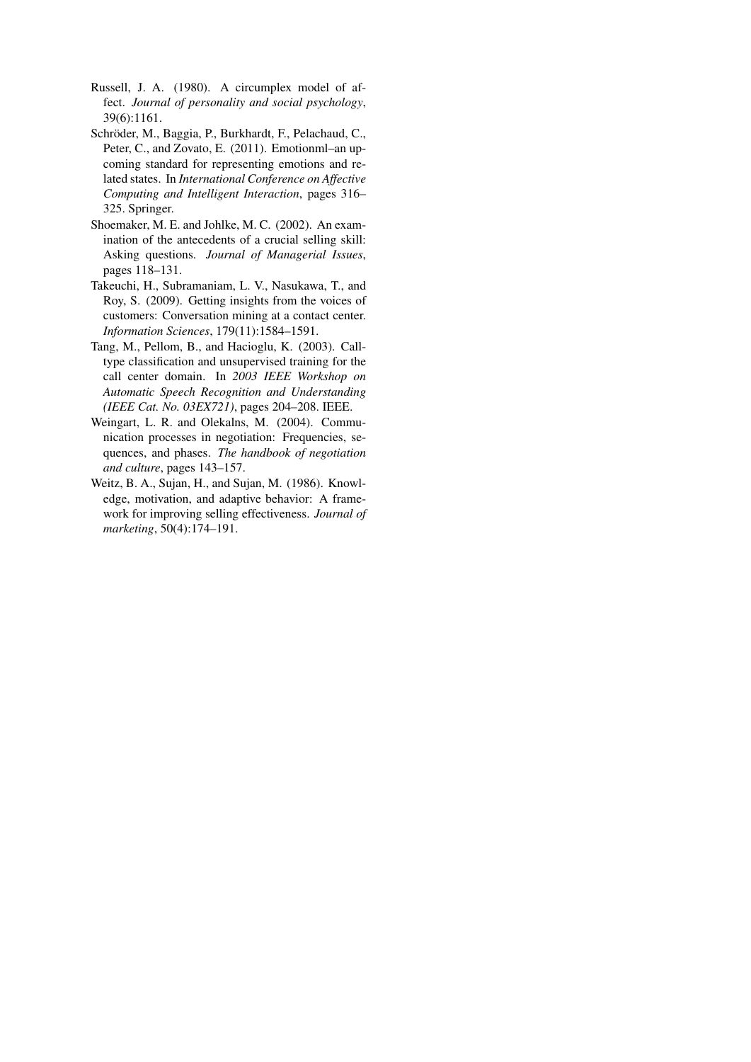Russell, J. A. (1980). A circumplex model of affect. *Journal of personality and social psychology*, 39(6):1161.

Schröder, M., Baggia, P., Burkhardt, F., Pelachaud, C., Peter, C., and Zovato, E. (2011). Emotionml–an upcoming standard for representing emotions and related states. In *International Conference on Affective Computing and Intelligent Interaction*, pages 316–325. Springer.

Shoemaker, M. E. and Johlke, M. C. (2002). An examination of the antecedents of a crucial selling skill: Asking questions. *Journal of Managerial Issues*, pages 118–131.

Takeuchi, H., Subramaniam, L. V., Nasukawa, T., and Roy, S. (2009). Getting insights from the voices of customers: Conversation mining at a contact center. *Information Sciences*, 179(11):1584–1591.

Tang, M., Pellom, B., and Hacioglu, K. (2003). Call-type classification and unsupervised training for the call center domain. In *2003 IEEE Workshop on Automatic Speech Recognition and Understanding (IEEE Cat. No. 03EX721)*, pages 204–208. IEEE.

Weingart, L. R. and Olekalns, M. (2004). Communication processes in negotiation: Frequencies, sequences, and phases. *The handbook of negotiation and culture*, pages 143–157.

Weitz, B. A., Sujan, H., and Sujan, M. (1986). Knowledge, motivation, and adaptive behavior: A framework for improving selling effectiveness. *Journal of marketing*, 50(4):174–191.